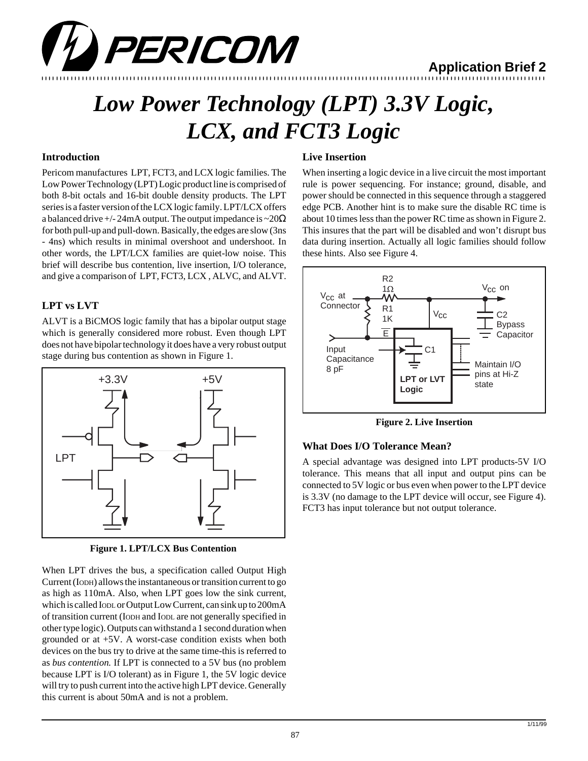# Low Power Technology (LPT) 3.3V Logic, LCX, and FCT3 Logic

### Introduction

Pericom manufactures LPT, FCT3, and LCX logic families. The Low Power Technology (LPT) Logic product line is comprised of both 8-bit octals and 16-bit double density products. The LPT series is a faster version of the LCX logic family. LPT/LCX offers a balanced drive +/- 24mA output. The output impedance is ~20Ω for both pull-up and pull-down. Basically, the edges are slow (3ns - 4ns) which results in minimal overshoot and undershoot. In other words, the LPT/LCX families are quiet-low noise. This brief will describe bus contention, live insertion, I/O tolerance, and give a comparison of LPT, FCT3, LCX , ALVC, and ALVT.

### LPT vs LVT

ALVT is a BiCMOS logic family that has a bipolar output stage which is generally considered more robust. Even though LPT does not have bipolar technology it does have a very robust output stage during bus contention as shown in Figure 1.

**Figure 1. LPT/LCX Bus Contention**

When LPT drives the bus, a specification called Output High Current ($I_{ODH}$) allows the instantaneous or transition current to go as high as 110mA. Also, when LPT goes low the sink current, which is called $I_{ODL}$ or Output Low Current, can sink up to 200mA of transition current ($I_{ODH}$ and $I_{ODL}$ are not generally specified in other type logic). Outputs can withstand a 1 second duration when grounded or at +5V. A worst-case condition exists when both devices on the bus try to drive at the same time-this is referred to as *bus contention.* If LPT is connected to a 5V bus (no problem because LPT is I/O tolerant) as in Figure 1, the 5V logic device will try to push current into the active high LPT device. Generally this current is about 50mA and is not a problem.

### Live Insertion

When inserting a logic device in a live circuit the most important rule is power sequencing. For instance; ground, disable, and power should be connected in this sequence through a staggered edge PCB. Another hint is to make sure the disable RC time is about 10 times less than the power RC time as shown in Figure 2. This insures that the part will be disabled and won't disrupt bus data during insertion. Actually all logic families should follow these hints. Also see Figure 4.

**Figure 2. Live Insertion**

### What Does I/O Tolerance Mean?

A special advantage was designed into LPT products-5V I/O tolerance. This means that all input and output pins can be connected to 5V logic or bus even when power to the LPT device is 3.3V (no damage to the LPT device will occur, see Figure 4). FCT3 has input tolerance but not output tolerance.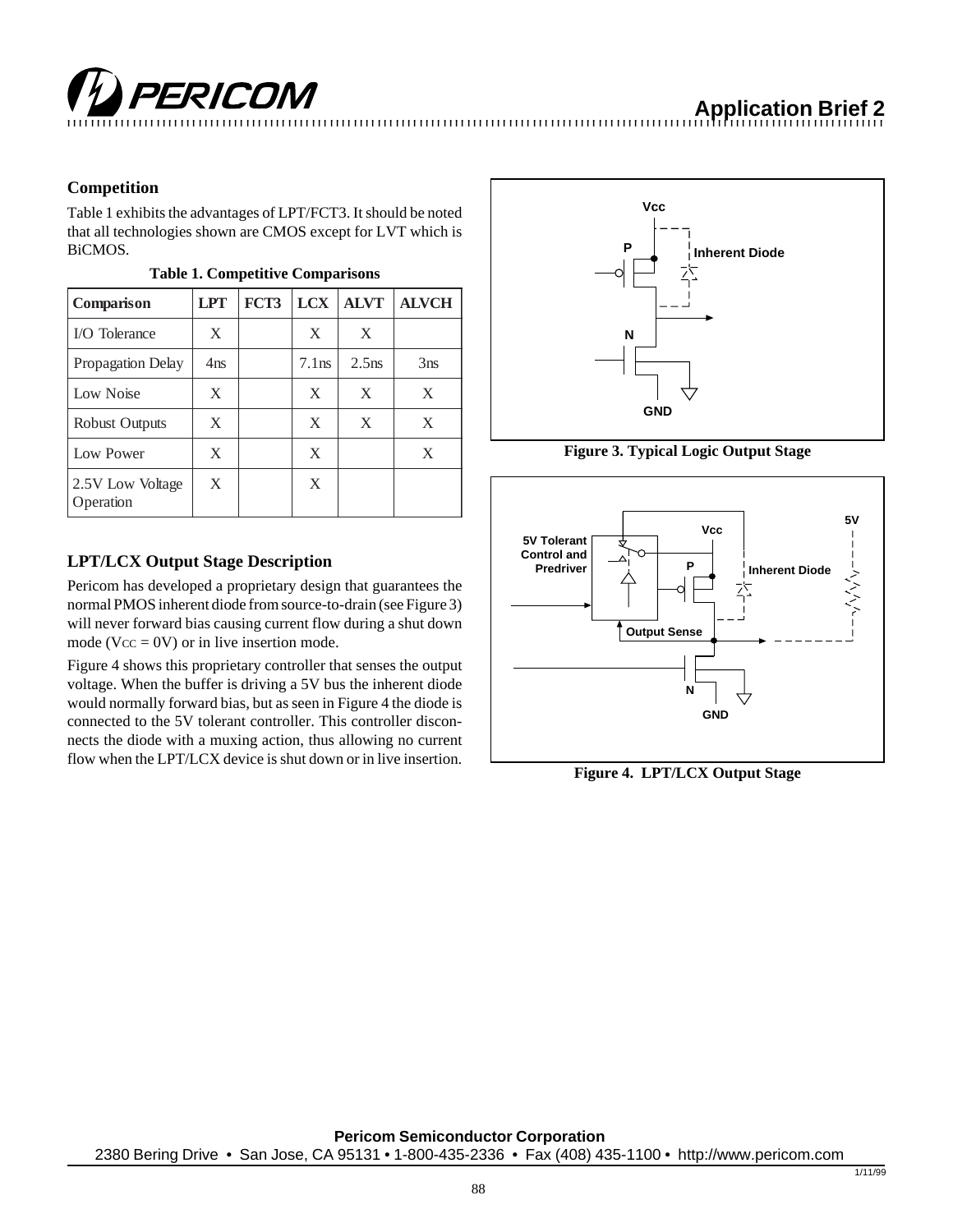## Competition

Table 1 exhibits the advantages of LPT/FCT3. It should be noted that all technologies shown are CMOS except for LVT which is BiCMOS.

**Table 1. Competitive Comparisons**

| Comparison | LPT | FCT3 | LCX | ALVT | ALVCH |
|---|---|---|---|---|---|
| I/O Tolerance | X | | X | X | |
| Propagation Delay | 4ns | | 7.1ns | 2.5ns | 3ns |
| Low Noise | X | | X | X | X |
| Robust Outputs | X | | X | X | X |
| Low Power | X | | X | | X |
| 2.5V Low Voltage Operation | X | | X | | |

## LPT/LCX Output Stage Description

Pericom has developed a proprietary design that guarantees the normal PMOS inherent diode from source-to-drain (see Figure 3) will never forward bias causing current flow during a shut down mode ($V_{CC}$ = 0V) or in live insertion mode.

Figure 4 shows this proprietary controller that senses the output voltage. When the buffer is driving a 5V bus the inherent diode would normally forward bias, but as seen in Figure 4 the diode is connected to the 5V tolerant controller. This controller disconnects the diode with a muxing action, thus allowing no current flow when the LPT/LCX device is shut down or in live insertion.

Vcc
P
Inherent Diode
N
GND

**Figure 3. Typical Logic Output Stage**

5V Tolerant Control and Predriver
Vcc
5V
P
Inherent Diode
Output Sense
N
GND

**Figure 4. LPT/LCX Output Stage**